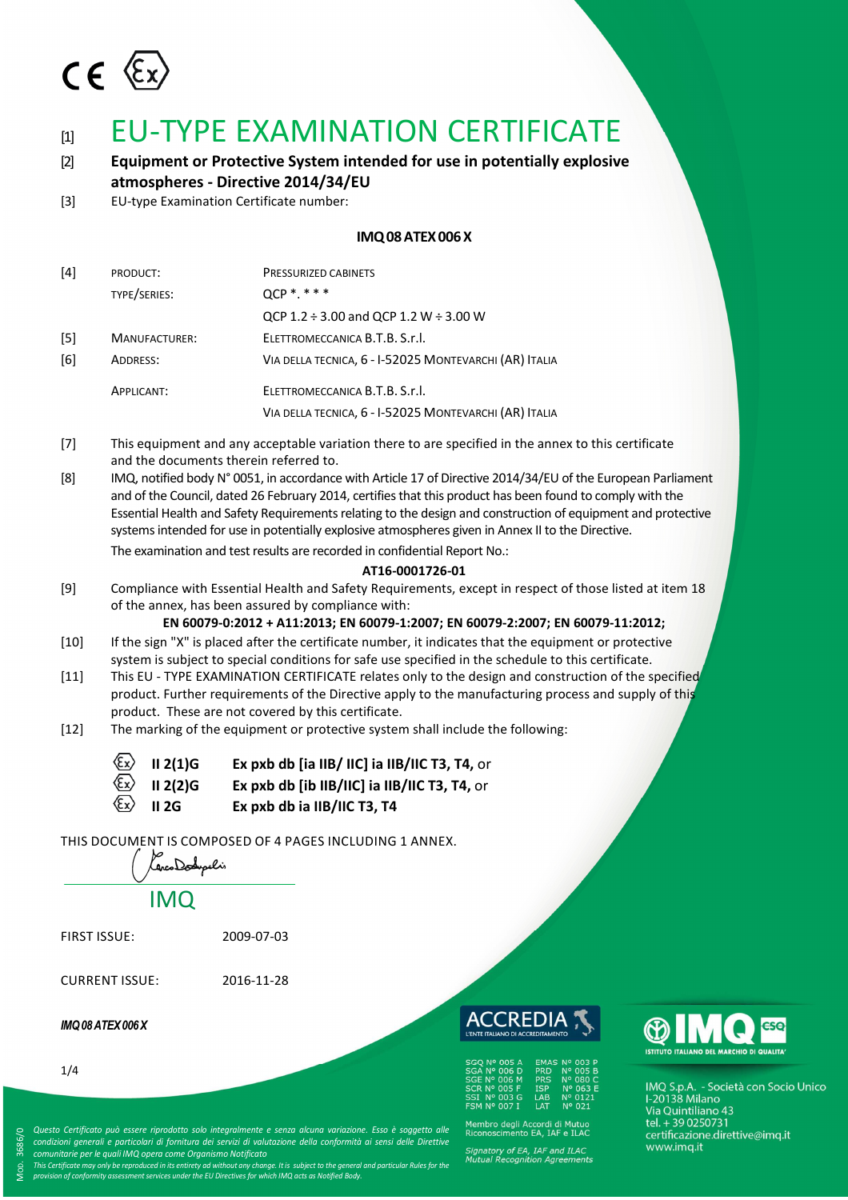CE Ex

[1] # EU-TYPE EXAMINATION CERTIFICATE

[2] **Equipment or Protective System intended for use in potentially explosive atmospheres - Directive 2014/34/EU**

[3] EU-type Examination Certificate number:

**IMQ 08 ATEX 006 X**

| | | |
|---|---|---|
| [4] | PRODUCT: | PRESSURIZED CABINETS |
| | TYPE/SERIES: | QCP *. * * * |
| | | QCP 1.2 ÷ 3.00 and QCP 1.2 W ÷ 3.00 W |
| [5] | MANUFACTURER: | ELETTROMECCANICA B.T.B. S.r.l. |
| [6] | ADDRESS: | VIA DELLA TECNICA, 6 - I-52025 MONTEVARCHI (AR) ITALIA |
| | APPLICANT: | ELETTROMECCANICA B.T.B. S.r.l. |
| | | VIA DELLA TECNICA, 6 - I-52025 MONTEVARCHI (AR) ITALIA |

[7] This equipment and any acceptable variation there to are specified in the annex to this certificate and the documents therein referred to.

[8] IMQ, notified body N° 0051, in accordance with Article 17 of Directive 2014/34/EU of the European Parliament and of the Council, dated 26 February 2014, certifies that this product has been found to comply with the Essential Health and Safety Requirements relating to the design and construction of equipment and protective systems intended for use in potentially explosive atmospheres given in Annex II to the Directive.

The examination and test results are recorded in confidential Report No.:

**AT16-0001726-01**

[9] Compliance with Essential Health and Safety Requirements, except in respect of those listed at item 18 of the annex, has been assured by compliance with:

**EN 60079-0:2012 + A11:2013; EN 60079-1:2007; EN 60079-2:2007; EN 60079-11:2012;**

[10] If the sign "X" is placed after the certificate number, it indicates that the equipment or protective system is subject to special conditions for safe use specified in the schedule to this certificate.

[11] This EU - TYPE EXAMINATION CERTIFICATE relates only to the design and construction of the specified product. Further requirements of the Directive apply to the manufacturing process and supply of this product. These are not covered by this certificate.

[12] The marking of the equipment or protective system shall include the following:

Ex **II 2(1)G** **Ex pxb db [ia IIB/ IIC] ia IIB/IIC T3, T4,** or

Ex **II 2(2)G** **Ex pxb db [ib IIB/IIC] ia IIB/IIC T3, T4,** or

Ex **II 2G** **Ex pxb db ia IIB/IIC T3, T4**

THIS DOCUMENT IS COMPOSED OF 4 PAGES INCLUDING 1 ANNEX.

IMQ

FIRST ISSUE: 2009-07-03

CURRENT ISSUE: 2016-11-28

***IMQ 08 ATEX 006 X***

ACCREDIA L'ENTE ITALIANO DI ACCREDITAMENTO

SGQ N° 005 A EMAS N° 003 P
SGA N° 006 D PRD N° 005 B
SGE N° 006 M PRS N° 080 C
SCR N° 005 F ISP N° 063 E
SSI N° 003 G LAB N° 0121
FSM N° 007 I LAT N° 021

Membro degli Accordi di Mutuo Riconoscimento EA, IAF e ILAC

*Signatory of EA, IAF and ILAC Mutual Recognition Agreements*

IMQ CSQ ISTITUTO ITALIANO DEL MARCHIO DI QUALITA'

IMQ S.p.A. - Società con Socio Unico
I-20138 Milano
Via Quintiliano 43
tel. + 39 0250731
certificazione.direttive@imq.it
www.imq.it

*Questo Certificato può essere riprodotto solo integralmente e senza alcuna variazione. Esso è soggetto alle condizioni generali e particolari di fornitura dei servizi di valutazione della conformità ai sensi delle Direttive comunitarie per le quali IMQ opera come Organismo Notificato*

*This Certificate may only be reproduced in its entirety ad without any change. It is subject to the general and particular Rules for the provision of conformity assessment services under the EU Directives for which IMQ acts as Notified Body.*

Mod. 3686/0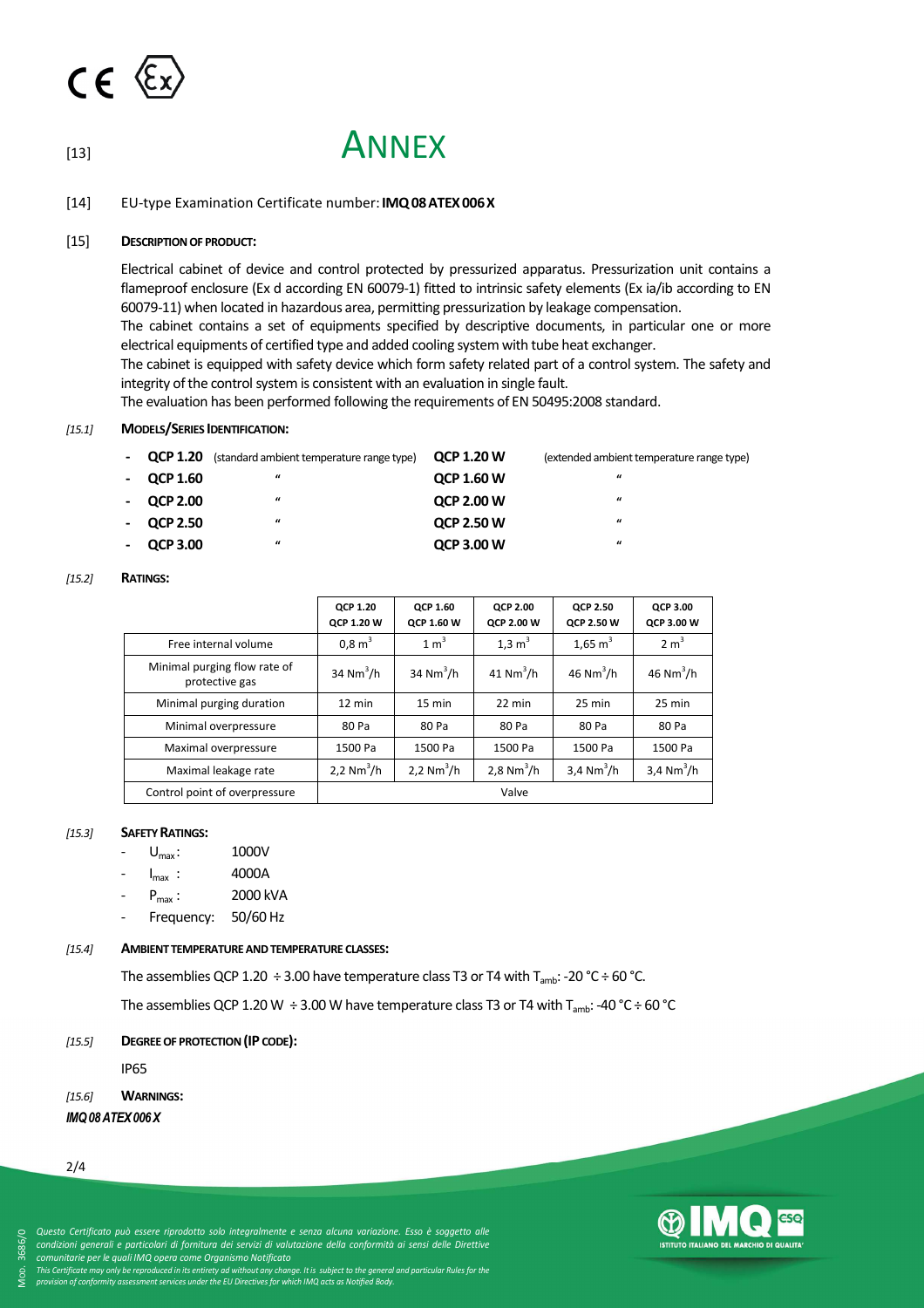[13]

# ANNEX

[14] EU-type Examination Certificate number: **IMQ 08 ATEX 006 X**

[15] **DESCRIPTION OF PRODUCT:**

Electrical cabinet of device and control protected by pressurized apparatus. Pressurization unit contains a flameproof enclosure (Ex d according EN 60079-1) fitted to intrinsic safety elements (Ex ia/ib according to EN 60079-11) when located in hazardous area, permitting pressurization by leakage compensation.
The cabinet contains a set of equipments specified by descriptive documents, in particular one or more electrical equipments of certified type and added cooling system with tube heat exchanger.
The cabinet is equipped with safety device which form safety related part of a control system. The safety and integrity of the control system is consistent with an evaluation in single fault.
The evaluation has been performed following the requirements of EN 50495:2008 standard.

*[15.1]* **MODELS/SERIES IDENTIFICATION:**

| | | | |
|---|---|---|---|
| - **QCP 1.20** | (standard ambient temperature range type) | **QCP 1.20 W** | (extended ambient temperature range type) |
| - **QCP 1.60** | " | **QCP 1.60 W** | " |
| - **QCP 2.00** | " | **QCP 2.00 W** | " |
| - **QCP 2.50** | " | **QCP 2.50 W** | " |
| - **QCP 3.00** | " | **QCP 3.00 W** | " |

*[15.2]* **RATINGS:**

| | QCP 1.20 QCP 1.20 W | QCP 1.60 QCP 1.60 W | QCP 2.00 QCP 2.00 W | QCP 2.50 QCP 2.50 W | QCP 3.00 QCP 3.00 W |
|---|---|---|---|---|---|
| Free internal volume | 0,8 $m^3$ | 1 $m^3$ | 1,3 $m^3$ | 1,65 $m^3$ | 2 $m^3$ |
| Minimal purging flow rate of protective gas | 34 $Nm^3/h$ | 34 $Nm^3/h$ | 41 $Nm^3/h$ | 46 $Nm^3/h$ | 46 $Nm^3/h$ |
| Minimal purging duration | 12 min | 15 min | 22 min | 25 min | 25 min |
| Minimal overpressure | 80 Pa | 80 Pa | 80 Pa | 80 Pa | 80 Pa |
| Maximal overpressure | 1500 Pa | 1500 Pa | 1500 Pa | 1500 Pa | 1500 Pa |
| Maximal leakage rate | 2,2 $Nm^3/h$ | 2,2 $Nm^3/h$ | 2,8 $Nm^3/h$ | 3,4 $Nm^3/h$ | 3,4 $Nm^3/h$ |
| Control point of overpressure | Valve | | | | |

*[15.3]* **SAFETY RATINGS:**

- $U_{max}$: 1000V
- $I_{max}$ : 4000A
- $P_{max}$ : 2000 kVA
- Frequency: 50/60 Hz

*[15.4]* **AMBIENT TEMPERATURE AND TEMPERATURE CLASSES:**

The assemblies QCP 1.20 ÷ 3.00 have temperature class T3 or T4 with $T_{amb}$: -20 °C ÷ 60 °C.

The assemblies QCP 1.20 W ÷ 3.00 W have temperature class T3 or T4 with $T_{amb}$: -40 °C ÷ 60 °C

*[15.5]* **DEGREE OF PROTECTION (IP CODE):**

IP65

*[15.6]* **WARNINGS:**

***IMQ 08 ATEX 006 X***

*Questo Certificato può essere riprodotto solo integralmente e senza alcuna variazione. Esso è soggetto alle condizioni generali e particolari di fornitura dei servizi di valutazione della conformità ai sensi delle Direttive comunitarie per le quali IMQ opera come Organismo Notificato*
*This Certificate may only be reproduced in its entirety ad without any change. It is subject to the general and particular Rules for the provision of conformity assessment services under the EU Directives for which IMQ acts as Notified Body.*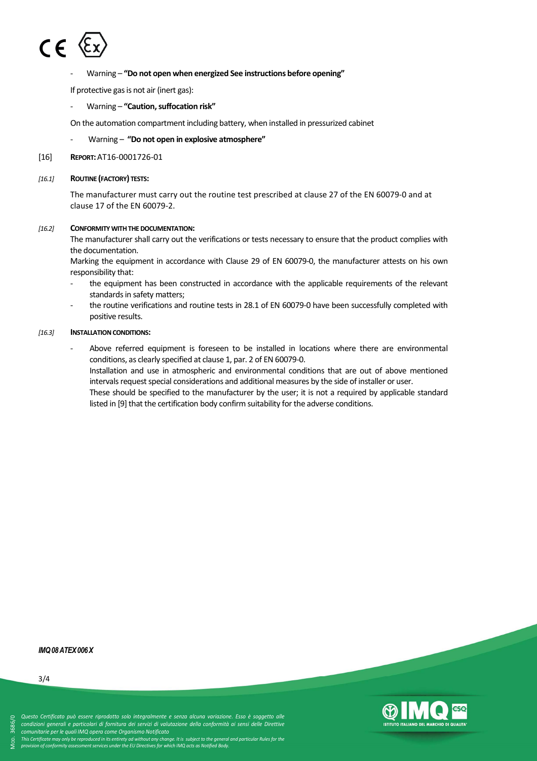- Warning – **"Do not open when energized See instructions before opening"**

If protective gas is not air (inert gas):

- Warning – **"Caution, suffocation risk"**

On the automation compartment including battery, when installed in pressurized cabinet

- Warning – **"Do not open in explosive atmosphere"**

[16] **REPORT:** AT16-0001726-01

*[16.1]* **ROUTINE (FACTORY) TESTS:**

The manufacturer must carry out the routine test prescribed at clause 27 of the EN 60079-0 and at clause 17 of the EN 60079-2.

*[16.2]* **CONFORMITY WITH THE DOCUMENTATION:**

The manufacturer shall carry out the verifications or tests necessary to ensure that the product complies with the documentation.

Marking the equipment in accordance with Clause 29 of EN 60079-0, the manufacturer attests on his own responsibility that:

- the equipment has been constructed in accordance with the applicable requirements of the relevant standards in safety matters;
- the routine verifications and routine tests in 28.1 of EN 60079-0 have been successfully completed with positive results.

*[16.3]* **INSTALLATION CONDITIONS:**

- Above referred equipment is foreseen to be installed in locations where there are environmental conditions, as clearly specified at clause 1, par. 2 of EN 60079-0.

  Installation and use in atmospheric and environmental conditions that are out of above mentioned intervals request special considerations and additional measures by the side of installer or user.

  These should be specified to the manufacturer by the user; it is not a required by applicable standard listed in [9] that the certification body confirm suitability for the adverse conditions.

***IMQ 08 ATEX 006 X***

*Questo Certificato può essere riprodotto solo integralmente e senza alcuna variazione. Esso è soggetto alle condizioni generali e particolari di fornitura dei servizi di valutazione della conformità ai sensi delle Direttive comunitarie per le quali IMQ opera come Organismo Notificato*

*This Certificate may only be reproduced in its entirety ad without any change. It is subject to the general and particular Rules for the provision of conformity assessment services under the EU Directives for which IMQ acts as Notified Body.*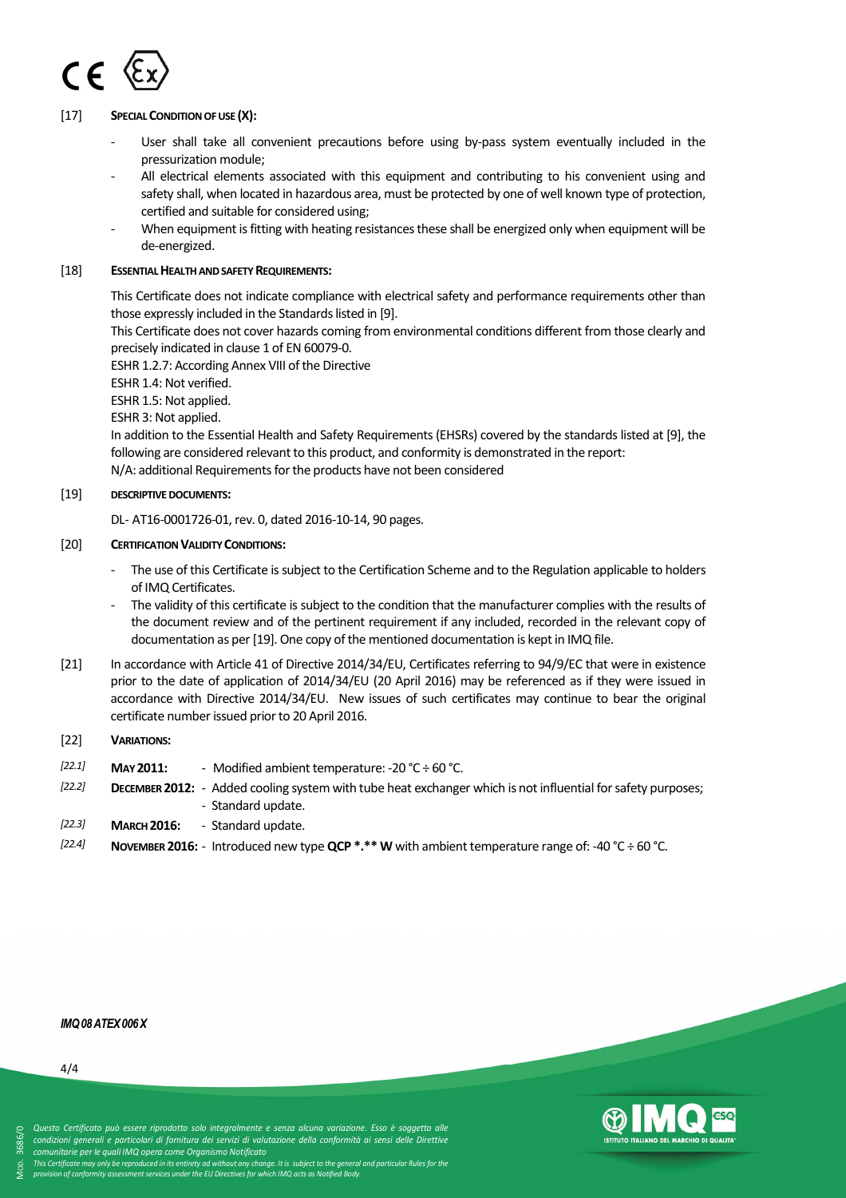[17] **SPECIAL CONDITION OF USE (X):**

- User shall take all convenient precautions before using by-pass system eventually included in the pressurization module;
- All electrical elements associated with this equipment and contributing to his convenient using and safety shall, when located in hazardous area, must be protected by one of well known type of protection, certified and suitable for considered using;
- When equipment is fitting with heating resistances these shall be energized only when equipment will be de-energized.

[18] **ESSENTIAL HEALTH AND SAFETY REQUIREMENTS:**

This Certificate does not indicate compliance with electrical safety and performance requirements other than those expressly included in the Standards listed in [9].
This Certificate does not cover hazards coming from environmental conditions different from those clearly and precisely indicated in clause 1 of EN 60079-0.
ESHR 1.2.7: According Annex VIII of the Directive
ESHR 1.4: Not verified.
ESHR 1.5: Not applied.
ESHR 3: Not applied.
In addition to the Essential Health and Safety Requirements (EHSRs) covered by the standards listed at [9], the following are considered relevant to this product, and conformity is demonstrated in the report:
N/A: additional Requirements for the products have not been considered

[19] **DESCRIPTIVE DOCUMENTS:**

DL- AT16-0001726-01, rev. 0, dated 2016-10-14, 90 pages.

[20] **CERTIFICATION VALIDITY CONDITIONS:**

- The use of this Certificate is subject to the Certification Scheme and to the Regulation applicable to holders of IMQ Certificates.
- The validity of this certificate is subject to the condition that the manufacturer complies with the results of the document review and of the pertinent requirement if any included, recorded in the relevant copy of documentation as per [19]. One copy of the mentioned documentation is kept in IMQ file.

[21] In accordance with Article 41 of Directive 2014/34/EU, Certificates referring to 94/9/EC that were in existence prior to the date of application of 2014/34/EU (20 April 2016) may be referenced as if they were issued in accordance with Directive 2014/34/EU. New issues of such certificates may continue to bear the original certificate number issued prior to 20 April 2016.

[22] **VARIATIONS:**

*[22.1]* **MAY 2011:** - Modified ambient temperature: -20 °C ÷ 60 °C.

*[22.2]* **DECEMBER 2012:** - Added cooling system with tube heat exchanger which is not influential for safety purposes;
- Standard update.

*[22.3]* **MARCH 2016:** - Standard update.

*[22.4]* **NOVEMBER 2016:** - Introduced new type **QCP *.** W** with ambient temperature range of: -40 °C ÷ 60 °C.

***IMQ 08 ATEX 006 X***

*Questo Certificato può essere riprodotto solo integralmente e senza alcuna variazione. Esso è soggetto alle condizioni generali e particolari di fornitura dei servizi di valutazione della conformità ai sensi delle Direttive comunitarie per le quali IMQ opera come Organismo Notificato*
*This Certificate may only be reproduced in its entirety ad without any change. It is subject to the general and particular Rules for the provision of conformity assessment services under the EU Directives for which IMQ acts as Notified Body.*